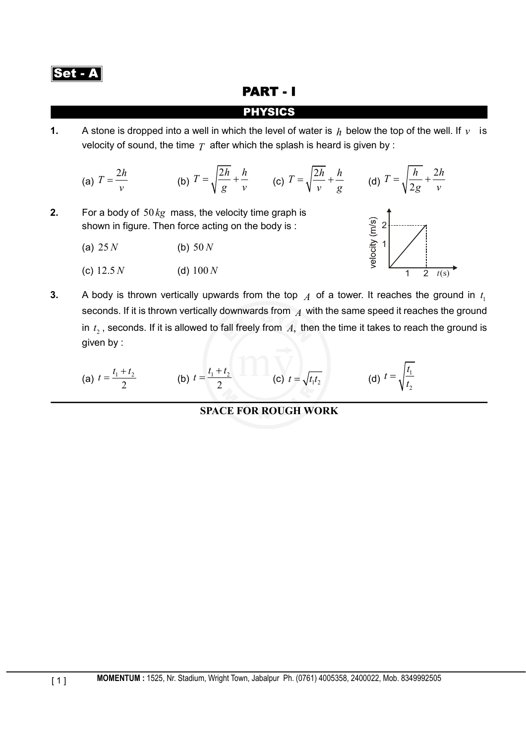**Set - A**

# PART - I

## PHYSICS

**1.** A stone is dropped into a well in which the level of water is $h$ below the top of the well. If $v$ is velocity of sound, the time $T$ after which the splash is heard is given by :

(a) $T = \frac{2h}{v}$ (b) $T = \sqrt{\frac{2h}{g}} + \frac{h}{v}$ (c) $T = \sqrt{\frac{2h}{v}} + \frac{h}{g}$ (d) $T = \sqrt{\frac{h}{2g}} + \frac{2h}{v}$

**2.** For a body of $50\,kg$ mass, the velocity time graph is shown in figure. Then force acting on the body is :

(a) $25\,N$ (b) $50\,N$

(c) $12.5\,N$ (d) $100\,N$

**3.** A body is thrown vertically upwards from the top $A$ of a tower. It reaches the ground in $t_1$ seconds. If it is thrown vertically downwards from $A$ with the same speed it reaches the ground in $t_2$, seconds. If it is allowed to fall freely from $A$, then the time it takes to reach the ground is given by :

(a) $t = \frac{t_1 + t_2}{2}$ (b) $t = \frac{t_1 + t_2}{2}$ (c) $t = \sqrt{t_1 t_2}$ (d) $t = \sqrt{\frac{t_1}{t_2}}$

**SPACE FOR ROUGH WORK**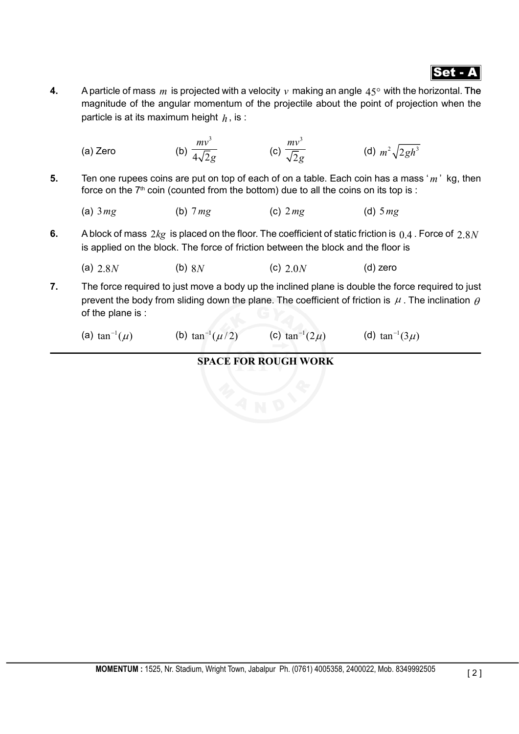**4.** A particle of mass $m$ is projected with a velocity $v$ making an angle $45°$ with the horizontal. The magnitude of the angular momentum of the projectile about the point of projection when the particle is at its maximum height $h$, is :

(a) Zero  (b) $\frac{mv^3}{4\sqrt{2}g}$  (c) $\frac{mv^3}{\sqrt{2}g}$  (d) $m^2\sqrt{2gh^3}$

**5.** Ten one rupees coins are put on top of each of on a table. Each coin has a mass '$m$' kg, then force on the 7th coin (counted from the bottom) due to all the coins on its top is :

(a) $3mg$  (b) $7mg$  (c) $2mg$  (d) $5mg$

**6.** A block of mass $2kg$ is placed on the floor. The coefficient of static friction is $0.4$. Force of $2.8N$ is applied on the block. The force of friction between the block and the floor is

(a) $2.8N$  (b) $8N$  (c) $2.0N$  (d) zero

**7.** The force required to just move a body up the inclined plane is double the force required to just prevent the body from sliding down the plane. The coefficient of friction is $\mu$. The inclination $\theta$ of the plane is :

(a) $\tan^{-1}(\mu)$  (b) $\tan^{-1}(\mu/2)$  (c) $\tan^{-1}(2\mu)$  (d) $\tan^{-1}(3\mu)$

**SPACE FOR ROUGH WORK**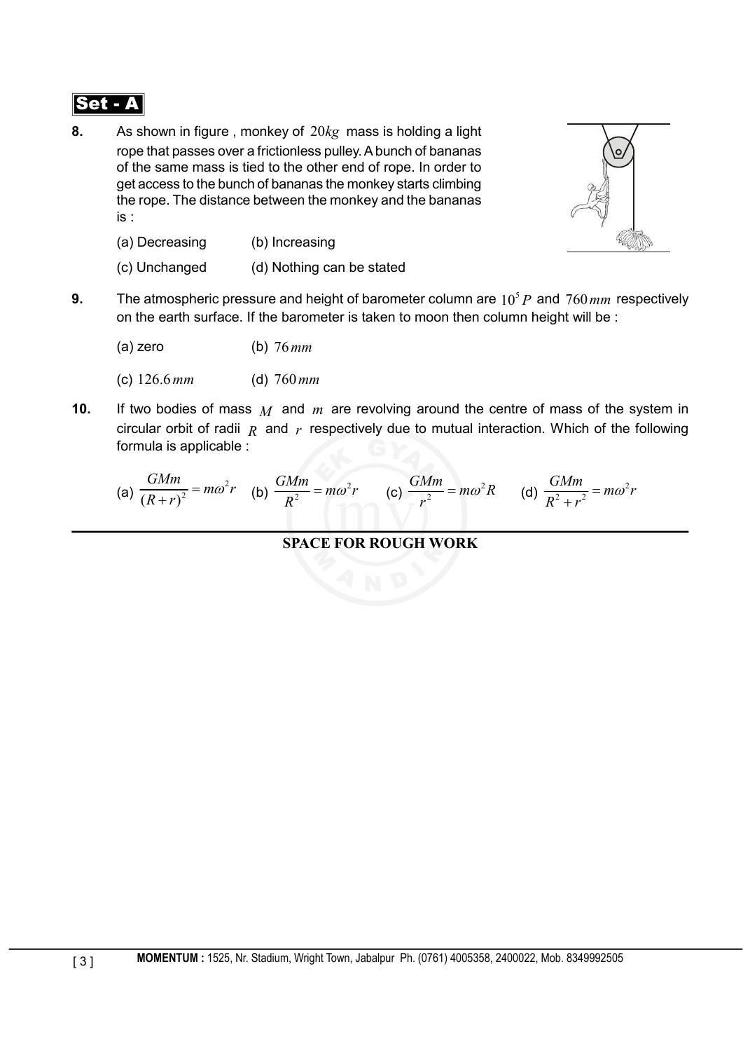**Set - A**

**8.** As shown in figure , monkey of $20kg$ mass is holding a light rope that passes over a frictionless pulley. A bunch of bananas of the same mass is tied to the other end of rope. In order to get access to the bunch of bananas the monkey starts climbing the rope. The distance between the monkey and the bananas is :

(a) Decreasing (b) Increasing

(c) Unchanged (d) Nothing can be stated

**9.** The atmospheric pressure and height of barometer column are $10^5 P$ and $760\,mm$ respectively on the earth surface. If the barometer is taken to moon then column height will be :

(a) zero (b) $76\,mm$

(c) $126.6\,mm$ (d) $760\,mm$

**10.** If two bodies of mass $M$ and $m$ are revolving around the centre of mass of the system in circular orbit of radii $R$ and $r$ respectively due to mutual interaction. Which of the following formula is applicable :

(a) $\dfrac{GMm}{(R+r)^2} = m\omega^2 r$ (b) $\dfrac{GMm}{R^2} = m\omega^2 r$ (c) $\dfrac{GMm}{r^2} = m\omega^2 R$ (d) $\dfrac{GMm}{R^2 + r^2} = m\omega^2 r$

**SPACE FOR ROUGH WORK**

**MOMENTUM :** 1525, Nr. Stadium, Wright Town, Jabalpur Ph. (0761) 4005358, 2400022, Mob. 8349992505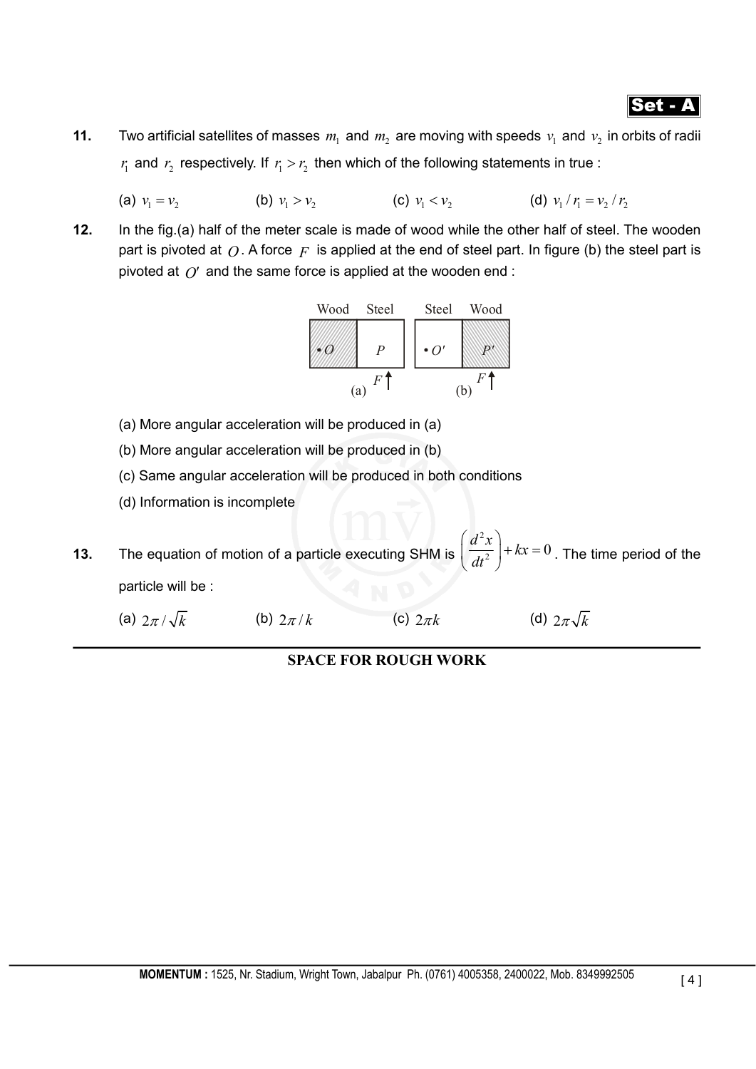**11.** Two artificial satellites of masses $m_1$ and $m_2$ are moving with speeds $v_1$ and $v_2$ in orbits of radii $r_1$ and $r_2$ respectively. If $r_1 > r_2$ then which of the following statements in true :

(a) $v_1 = v_2$ (b) $v_1 > v_2$ (c) $v_1 < v_2$ (d) $v_1 / r_1 = v_2 / r_2$

**12.** In the fig.(a) half of the meter scale is made of wood while the other half of steel. The wooden part is pivoted at $O$. A force $F$ is applied at the end of steel part. In figure (b) the steel part is pivoted at $O'$ and the same force is applied at the wooden end :

Wood Steel Steel Wood

$\bullet O$ $P$ $\bullet O'$ $P'$

$F$ (a) $F$ (b)

(a) More angular acceleration will be produced in (a)

(b) More angular acceleration will be produced in (b)

(c) Same angular acceleration will be produced in both conditions

(d) Information is incomplete

**13.** The equation of motion of a particle executing SHM is $\left(\frac{d^2x}{dt^2}\right) + kx = 0$. The time period of the particle will be :

(a) $2\pi / \sqrt{k}$ (b) $2\pi / k$ (c) $2\pi k$ (d) $2\pi\sqrt{k}$

**SPACE FOR ROUGH WORK**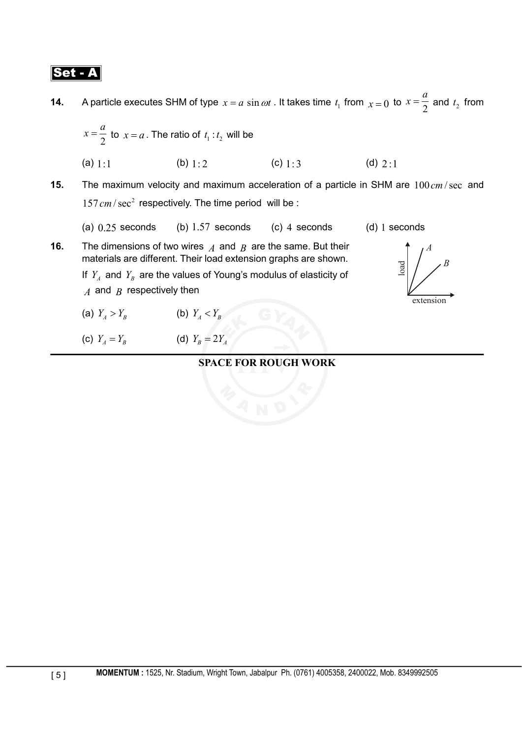**Set - A**

**14.** A particle executes SHM of type $x = a\sin\omega t$. It takes time $t_1$ from $x = 0$ to $x = \dfrac{a}{2}$ and $t_2$ from $x = \dfrac{a}{2}$ to $x = a$. The ratio of $t_1 : t_2$ will be

(a) $1:1$  (b) $1:2$  (c) $1:3$  (d) $2:1$

**15.** The maximum velocity and maximum acceleration of a particle in SHM are $100\,cm/\sec$ and $157\,cm/\sec^2$ respectively. The time period will be :

(a) $0.25$ seconds  (b) $1.57$ seconds  (c) $4$ seconds  (d) $1$ seconds

**16.** The dimensions of two wires $A$ and $B$ are the same. But their materials are different. Their load extension graphs are shown. If $Y_A$ and $Y_B$ are the values of Young's modulus of elasticity of $A$ and $B$ respectively then

(a) $Y_A > Y_B$  (b) $Y_A < Y_B$

(c) $Y_A = Y_B$  (d) $Y_B = 2Y_A$

**SPACE FOR ROUGH WORK**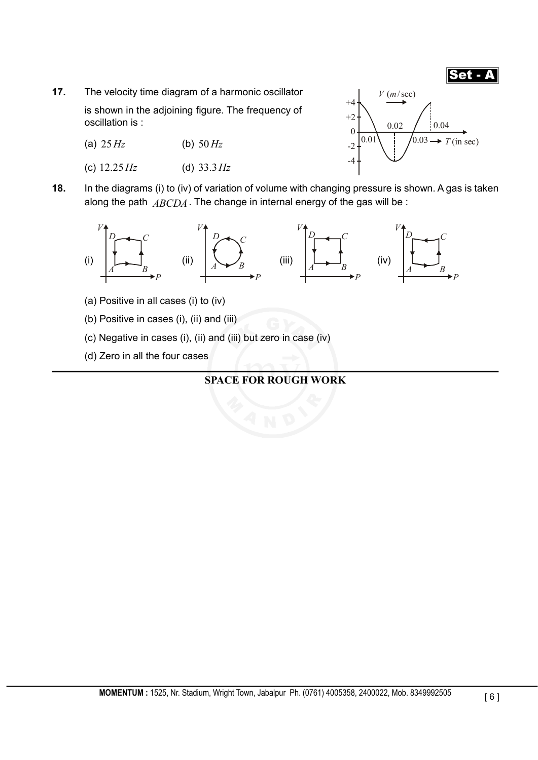**17.** The velocity time diagram of a harmonic oscillator is shown in the adjoining figure. The frequency of oscillation is :

(a) $25\,Hz$ (b) $50\,Hz$

(c) $12.25\,Hz$ (d) $33.3\,Hz$

**18.** In the diagrams (i) to (iv) of variation of volume with changing pressure is shown. A gas is taken along the path $ABCDA$. The change in internal energy of the gas will be :

(a) Positive in all cases (i) to (iv)

(b) Positive in cases (i), (ii) and (iii)

(c) Negative in cases (i), (ii) and (iii) but zero in case (iv)

(d) Zero in all the four cases

**SPACE FOR ROUGH WORK**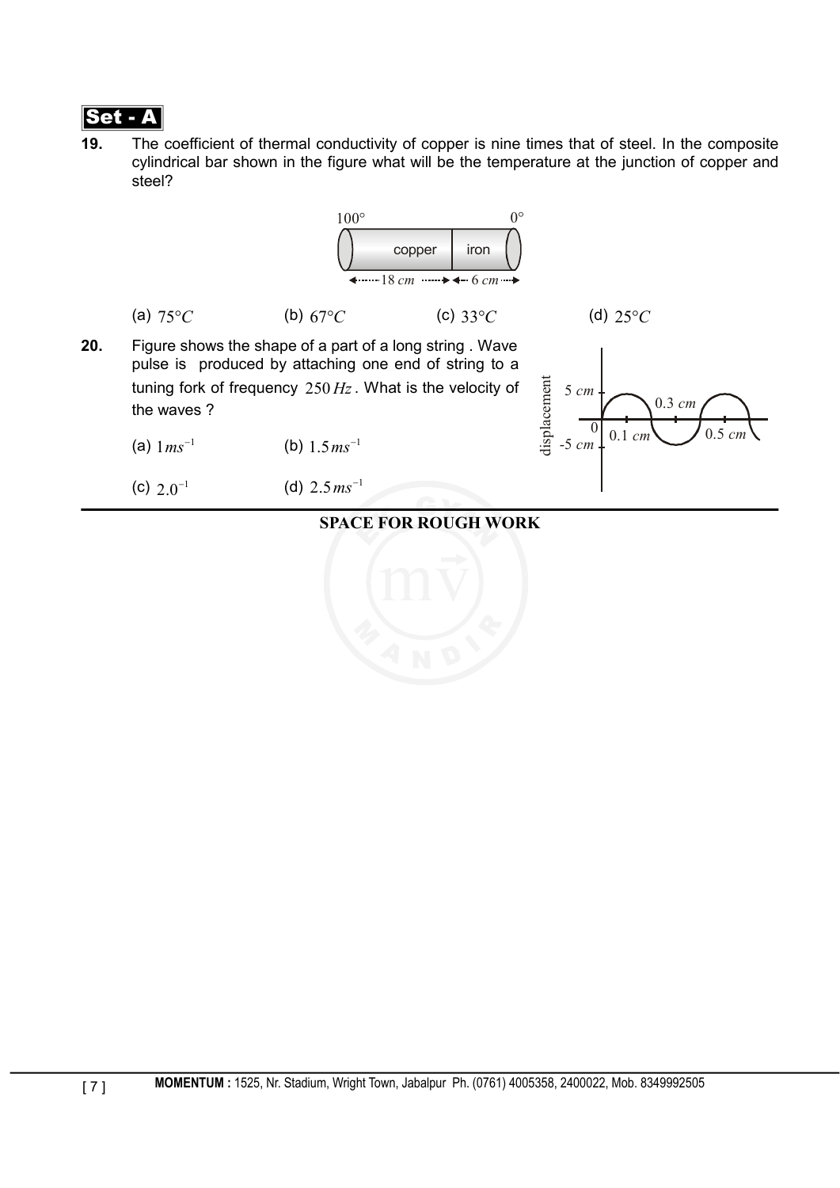**Set - A**

**19.** The coefficient of thermal conductivity of copper is nine times that of steel. In the composite cylindrical bar shown in the figure what will be the temperature at the junction of copper and steel?

100° 0°

copper | iron

18 cm | 6 cm

(a) $75°C$ (b) $67°C$ (c) $33°C$ (d) $25°C$

**20.** Figure shows the shape of a part of a long string . Wave pulse is produced by attaching one end of string to a tuning fork of frequency $250\,Hz$. What is the velocity of the waves ?

displacement: 5 cm, -5 cm; 0, 0.1 cm, 0.3 cm, 0.5 cm

(a) $1\,ms^{-1}$ (b) $1.5\,ms^{-1}$

(c) $2.0^{-1}$ (d) $2.5\,ms^{-1}$

**SPACE FOR ROUGH WORK**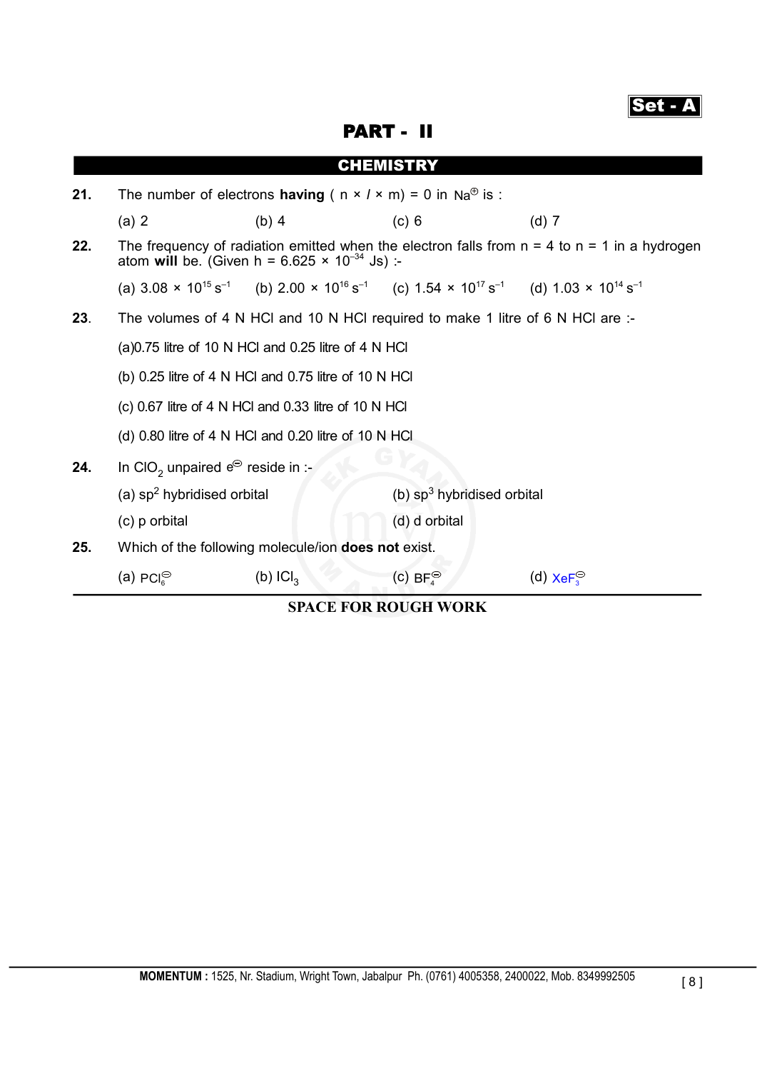Set - A

# PART - II

## CHEMISTRY

**21.** The number of electrons **having** ( n × *l* × m) = 0 in $Na^{\oplus}$ is :

(a) 2 (b) 4 (c) 6 (d) 7

**22.** The frequency of radiation emitted when the electron falls from n = 4 to n = 1 in a hydrogen atom **will** be. (Given h = $6.625 \times 10^{-34}$ Js) :-

(a) $3.08 \times 10^{15}\ s^{-1}$ (b) $2.00 \times 10^{16}\ s^{-1}$ (c) $1.54 \times 10^{17}\ s^{-1}$ (d) $1.03 \times 10^{14}\ s^{-1}$

**23**. The volumes of 4 N HCl and 10 N HCl required to make 1 litre of 6 N HCl are :-

(a)0.75 litre of 10 N HCl and 0.25 litre of 4 N HCl

(b) 0.25 litre of 4 N HCl and 0.75 litre of 10 N HCl

(c) 0.67 litre of 4 N HCl and 0.33 litre of 10 N HCl

(d) 0.80 litre of 4 N HCl and 0.20 litre of 10 N HCl

**24.** In $ClO_2$ unpaired $e^{\ominus}$ reside in :-

(a) $sp^2$ hybridised orbital (b) $sp^3$ hybridised orbital

(c) p orbital (d) d orbital

**25.** Which of the following molecule/ion **does not** exist.

(a) $PCl_6^{\ominus}$ (b) $ICl_3$ (c) $BF_4^{\ominus}$ (d) $XeF_3^{\ominus}$

**SPACE FOR ROUGH WORK**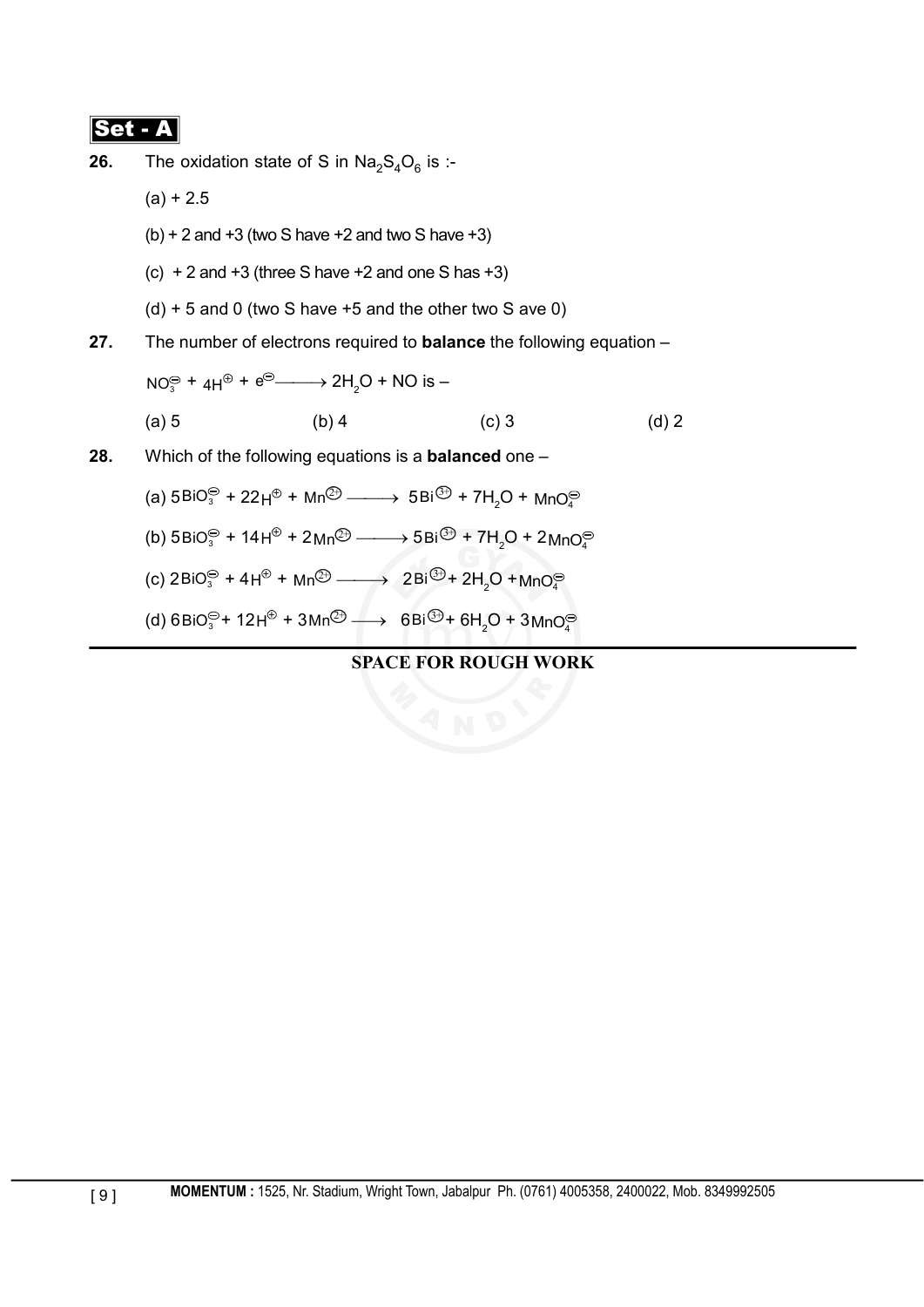**Set - A**

**26.** The oxidation state of S in $Na_2S_4O_6$ is :-

(a) + 2.5

(b) + 2 and +3 (two S have +2 and two S have +3)

(c) + 2 and +3 (three S have +2 and one S has +3)

(d) + 5 and 0 (two S have +5 and the other two S ave 0)

**27.** The number of electrons required to **balance** the following equation –

$NO_3^{\ominus} + 4H^{\oplus} + e^{\ominus} \longrightarrow 2H_2O + NO$ is –

(a) 5 (b) 4 (c) 3 (d) 2

**28.** Which of the following equations is a **balanced** one –

(a) $5BiO_3^{\ominus} + 22H^{\oplus} + Mn^{2+} \longrightarrow 5Bi^{3+} + 7H_2O + MnO_4^{\ominus}$

(b) $5BiO_3^{\ominus} + 14H^{\oplus} + 2Mn^{2+} \longrightarrow 5Bi^{3+} + 7H_2O + 2MnO_4^{\ominus}$

(c) $2BiO_3^{\ominus} + 4H^{\oplus} + Mn^{2+} \longrightarrow 2Bi^{3+} + 2H_2O + MnO_4^{\ominus}$

(d) $6BiO_3^{\ominus} + 12H^{\oplus} + 3Mn^{2+} \longrightarrow 6Bi^{3+} + 6H_2O + 3MnO_4^{\ominus}$

**SPACE FOR ROUGH WORK**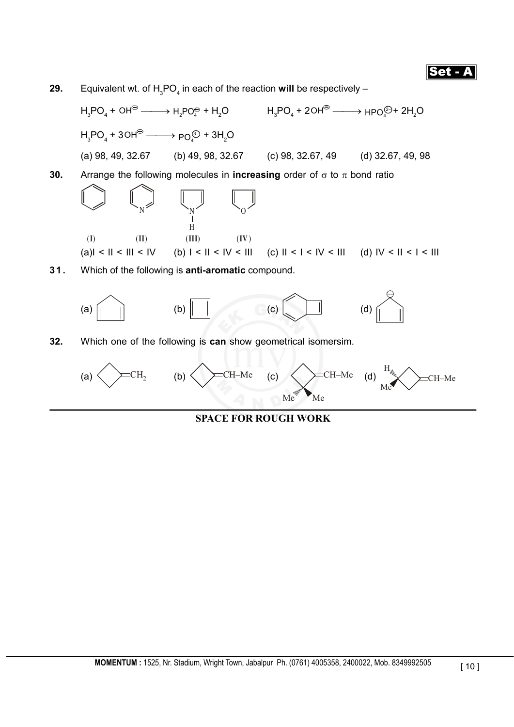**29.** Equivalent wt. of $H_3PO_4$ in each of the reaction **will** be respectively –

$H_3PO_4 + OH^{\ominus} \longrightarrow H_2PO_4^{\ominus} + H_2O$ $\qquad$ $H_3PO_4 + 2OH^{\ominus} \longrightarrow HPO_4^{2-} + 2H_2O$

$H_3PO_4 + 3OH^{\ominus} \longrightarrow PO_4^{3-} + 3H_2O$

(a) 98, 49, 32.67 (b) 49, 98, 32.67 (c) 98, 32.67, 49 (d) 32.67, 49, 98

**30.** Arrange the following molecules in **increasing** order of $\sigma$ to $\pi$ bond ratio

(I) (II) (III) (IV)

(a) I < II < III < IV (b) I < II < IV < III (c) II < I < IV < III (d) IV < II < I < III

**31.** Which of the following is **anti-aromatic** compound.

(a) (b) (c) (d)

**32.** Which one of the following is **can** show geometrical isomersim.

(a) $=CH_2$ (b) $=CH–Me$ (c) $=CH–Me$, Me, Me (d) H, Me, $=CH–Me$

**SPACE FOR ROUGH WORK**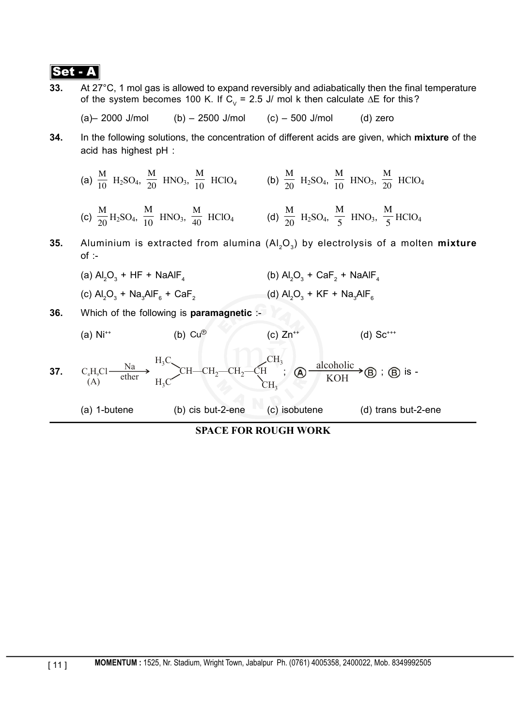**Set - A**

**33.** At 27°C, 1 mol gas is allowed to expand reversibly and adiabatically then the final temperature of the system becomes 100 K. If $C_V$ = 2.5 J/ mol k then calculate $\Delta E$ for this?

(a)– 2000 J/mol (b) – 2500 J/mol (c) – 500 J/mol (d) zero

**34.** In the following solutions, the concentration of different acids are given, which **mixture** of the acid has highest pH :

(a) $\frac{M}{10}$ $H_2SO_4$, $\frac{M}{20}$ $HNO_3$, $\frac{M}{10}$ $HClO_4$ (b) $\frac{M}{20}$ $H_2SO_4$, $\frac{M}{10}$ $HNO_3$, $\frac{M}{20}$ $HClO_4$

(c) $\frac{M}{20}$ $H_2SO_4$, $\frac{M}{10}$ $HNO_3$, $\frac{M}{40}$ $HClO_4$ (d) $\frac{M}{20}$ $H_2SO_4$, $\frac{M}{5}$ $HNO_3$, $\frac{M}{5}$ $HClO_4$

**35.** Aluminium is extracted from alumina ($Al_2O_3$) by electrolysis of a molten **mixture** of :-

(a) $Al_2O_3$ + HF + $NaAlF_4$ (b) $Al_2O_3$ + $CaF_2$ + $NaAlF_4$

(c) $Al_2O_3$ + $Na_3AlF_6$ + $CaF_2$ (d) $Al_2O_3$ + KF + $Na_3AlF_6$

**36.** Which of the following is **paramagnetic** :-

(a) $Ni^{++}$ (b) $Cu^{\oplus}$ (c) $Zn^{++}$ (d) $Sc^{+++}$

**37.** $\underset{(A)}{C_4H_9Cl} \xrightarrow[\text{ether}]{\text{Na}} (CH_3)_2CH—CH_2—CH_2—CH(CH_3)_2$ ; (A) $\xrightarrow[\text{KOH}]{\text{alcoholic}}$ (B) ; (B) is -

(a) 1-butene (b) cis but-2-ene (c) isobutene (d) trans but-2-ene

**SPACE FOR ROUGH WORK**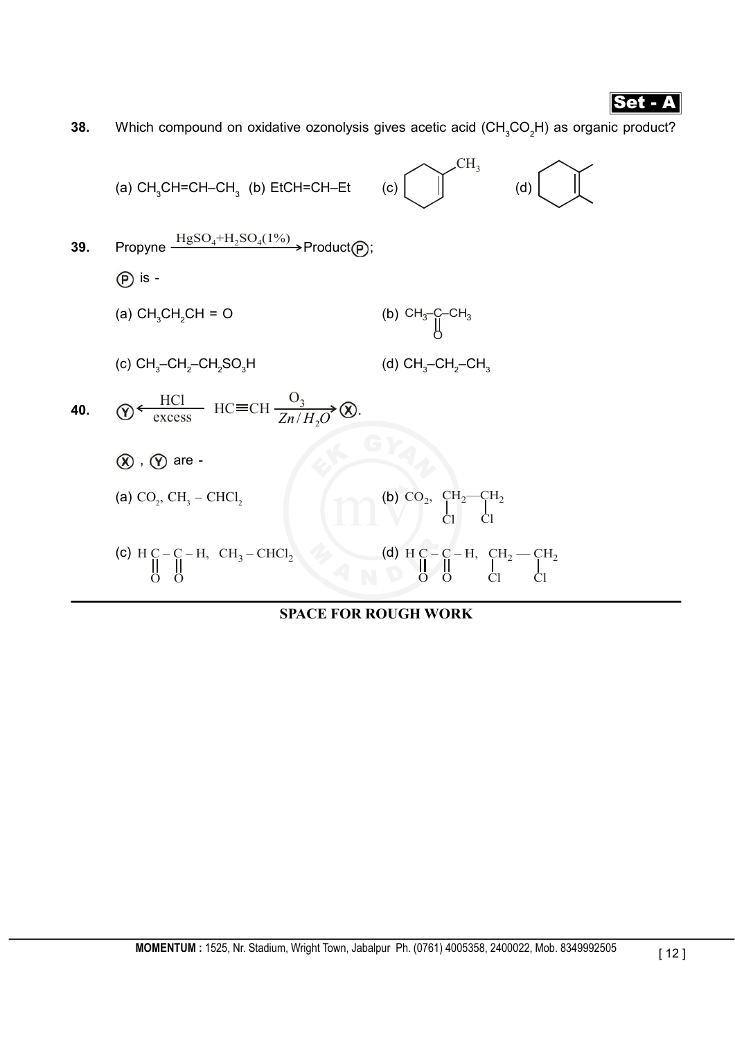**38.** Which compound on oxidative ozonolysis gives acetic acid ($CH_3CO_2H$) as organic product?

(a) $CH_3CH=CH-CH_3$ (b) $EtCH=CH-Et$ (c) 1-methylcyclohexene (cyclohexene ring with $CH_3$ on the double-bond carbon) (d) 1,2-dimethylcyclohexene (cyclohexene ring with methyl groups on both double-bond carbons)

**39.** Propyne $\xrightarrow{HgSO_4 + H_2SO_4 (1\%)}$ Product (P);

(P) is -

(a) $CH_3CH_2CH = O$

(b) $CH_3-\underset{\underset{O}{\|}}{C}-CH_3$

(c) $CH_3-CH_2-CH_2SO_3H$

(d) $CH_3-CH_2-CH_3$

**40.** (Y) $\xleftarrow[\text{excess}]{HCl}$ $HC\equiv CH$ $\xrightarrow[Zn/H_2O]{O_3}$ (X).

(X), (Y) are -

(a) $CO_2$, $CH_3-CHCl_2$

(b) $CO_2$, $\underset{Cl}{\underset{|}{CH_2}}-\underset{Cl}{\underset{|}{CH_2}}$

(c) $H\underset{\underset{O}{\|}}{C}-\underset{\underset{O}{\|}}{C}-H$, $CH_3-CHCl_2$

(d) $H\underset{\underset{O}{\|}}{C}-\underset{\underset{O}{\|}}{C}-H$, $\underset{Cl}{\underset{|}{CH_2}}-\underset{Cl}{\underset{|}{CH_2}}$

**SPACE FOR ROUGH WORK**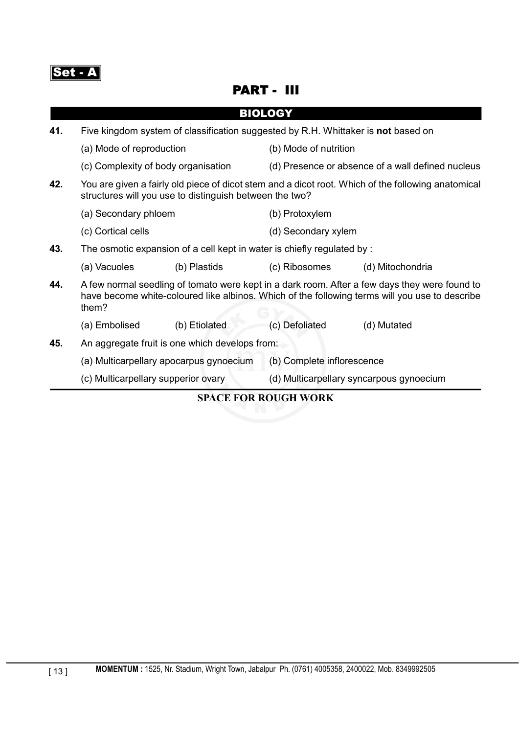Set - A

# PART - III

## BIOLOGY

**41.** Five kingdom system of classification suggested by R.H. Whittaker is **not** based on

(a) Mode of reproduction (b) Mode of nutrition

(c) Complexity of body organisation (d) Presence or absence of a wall defined nucleus

**42.** You are given a fairly old piece of dicot stem and a dicot root. Which of the following anatomical structures will you use to distinguish between the two?

(a) Secondary phloem (b) Protoxylem

(c) Cortical cells (d) Secondary xylem

**43.** The osmotic expansion of a cell kept in water is chiefly regulated by :

(a) Vacuoles (b) Plastids (c) Ribosomes (d) Mitochondria

**44.** A few normal seedling of tomato were kept in a dark room. After a few days they were found to have become white-coloured like albinos. Which of the following terms will you use to describe them?

(a) Embolised (b) Etiolated (c) Defoliated (d) Mutated

**45.** An aggregate fruit is one which develops from:

(a) Multicarpellary apocarpus gynoecium (b) Complete inflorescence

(c) Multicarpellary supperior ovary (d) Multicarpellary syncarpous gynoecium

**SPACE FOR ROUGH WORK**

**MOMENTUM :** 1525, Nr. Stadium, Wright Town, Jabalpur Ph. (0761) 4005358, 2400022, Mob. 8349992505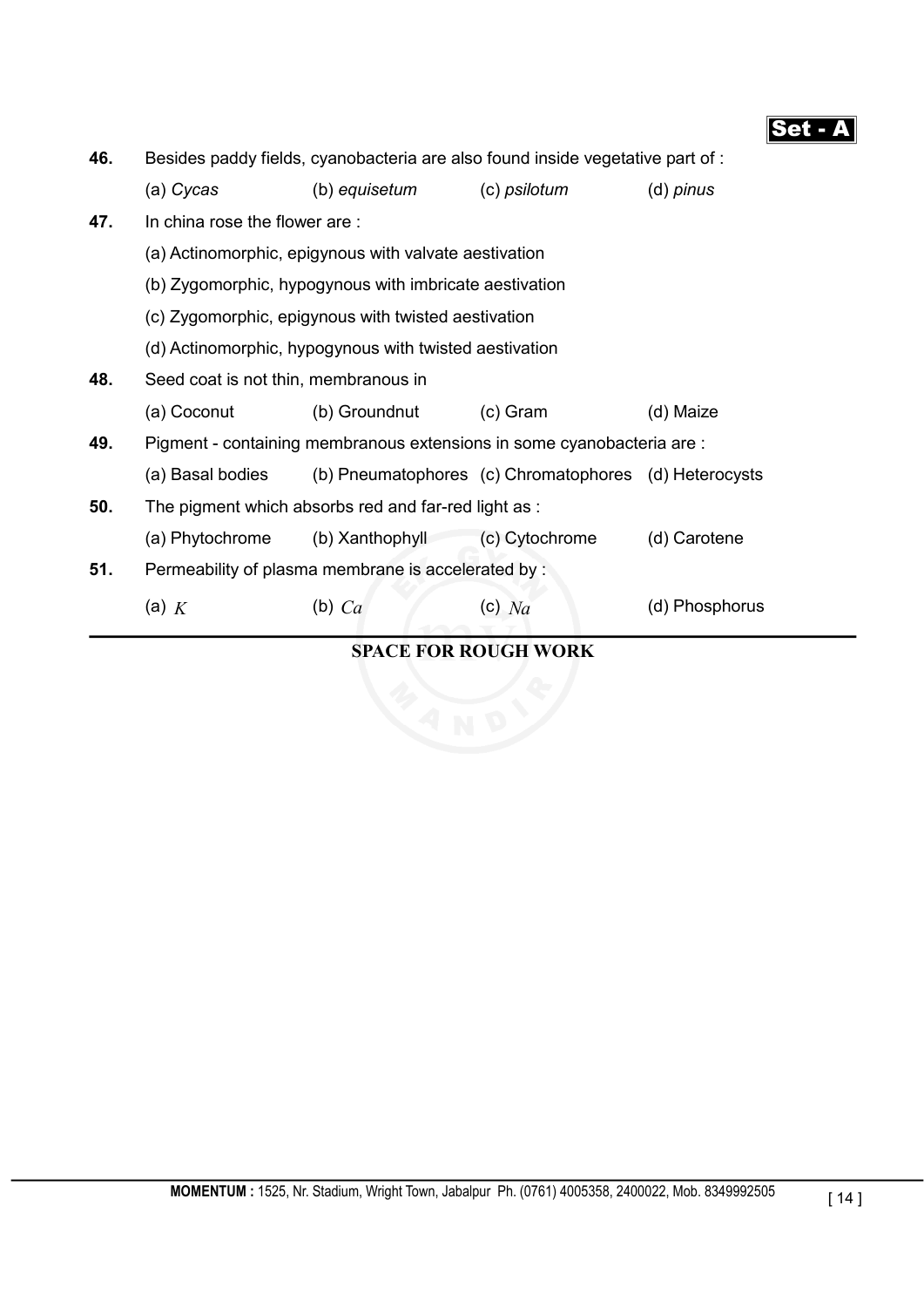**46.** Besides paddy fields, cyanobacteria are also found inside vegetative part of :

(a) *Cycas* (b) *equisetum* (c) *psilotum* (d) *pinus*

**47.** In china rose the flower are :

(a) Actinomorphic, epigynous with valvate aestivation

(b) Zygomorphic, hypogynous with imbricate aestivation

(c) Zygomorphic, epigynous with twisted aestivation

(d) Actinomorphic, hypogynous with twisted aestivation

**48.** Seed coat is not thin, membranous in

(a) Coconut (b) Groundnut (c) Gram (d) Maize

**49.** Pigment - containing membranous extensions in some cyanobacteria are :

(a) Basal bodies (b) Pneumatophores (c) Chromatophores (d) Heterocysts

**50.** The pigment which absorbs red and far-red light as :

(a) Phytochrome (b) Xanthophyll (c) Cytochrome (d) Carotene

**51.** Permeability of plasma membrane is accelerated by :

(a) $K$ (b) $Ca$ (c) $Na$ (d) Phosphorus

**SPACE FOR ROUGH WORK**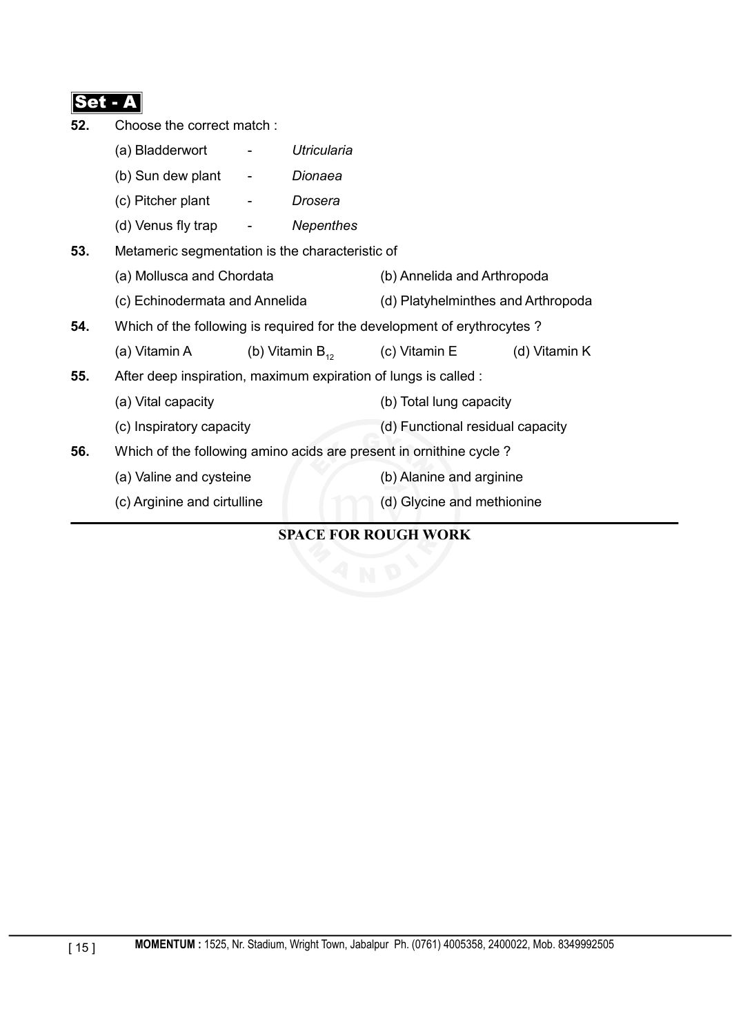**Set - A**

**52.** Choose the correct match :

(a) Bladderwort - *Utricularia*

(b) Sun dew plant - *Dionaea*

(c) Pitcher plant - *Drosera*

(d) Venus fly trap - *Nepenthes*

**53.** Metameric segmentation is the characteristic of

(a) Mollusca and Chordata

(b) Annelida and Arthropoda

(c) Echinodermata and Annelida

(d) Platyhelminthes and Arthropoda

**54.** Which of the following is required for the development of erythrocytes ?

(a) Vitamin A

(b) Vitamin $B_{12}$

(c) Vitamin E

(d) Vitamin K

**55.** After deep inspiration, maximum expiration of lungs is called :

(a) Vital capacity

(b) Total lung capacity

(c) Inspiratory capacity

(d) Functional residual capacity

**56.** Which of the following amino acids are present in ornithine cycle ?

(a) Valine and cysteine

(b) Alanine and arginine

(c) Arginine and cirtulline

(d) Glycine and methionine

**SPACE FOR ROUGH WORK**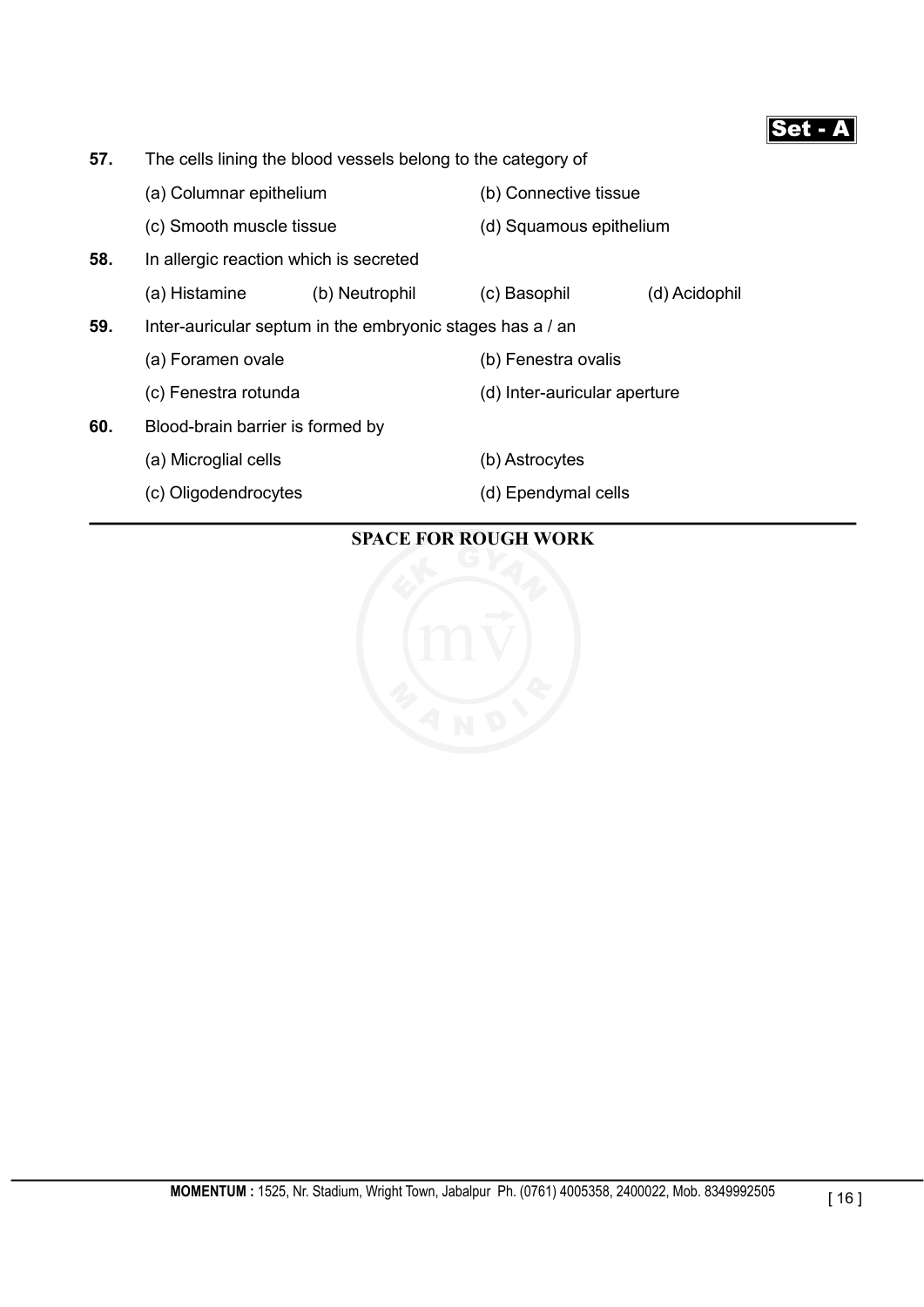**57.** The cells lining the blood vessels belong to the category of

(a) Columnar epithelium (b) Connective tissue

(c) Smooth muscle tissue (d) Squamous epithelium

**58.** In allergic reaction which is secreted

(a) Histamine (b) Neutrophil (c) Basophil (d) Acidophil

**59.** Inter-auricular septum in the embryonic stages has a / an

(a) Foramen ovale (b) Fenestra ovalis

(c) Fenestra rotunda (d) Inter-auricular aperture

**60.** Blood-brain barrier is formed by

(a) Microglial cells (b) Astrocytes

(c) Oligodendrocytes (d) Ependymal cells

**SPACE FOR ROUGH WORK**